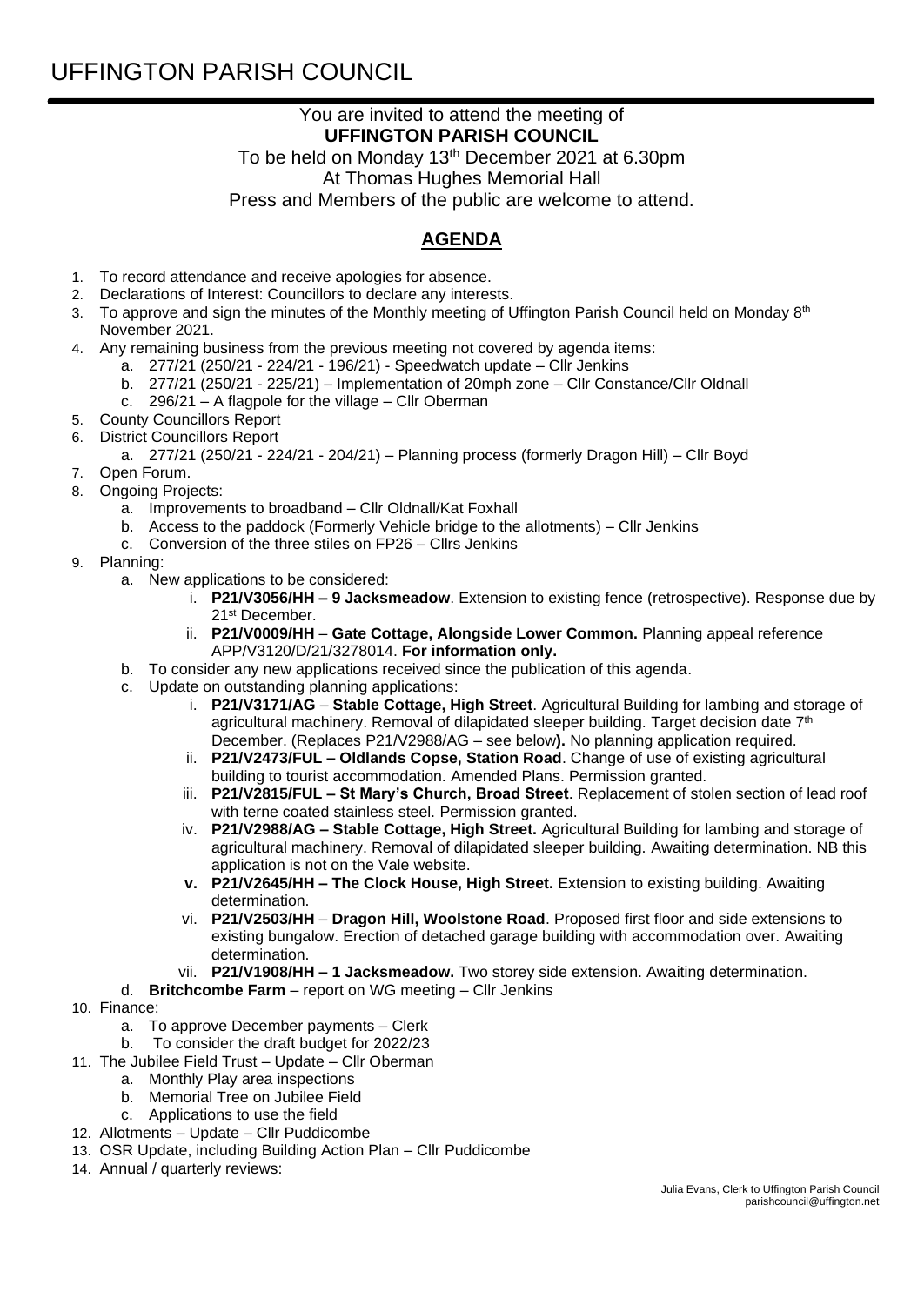# UFFINGTON PARISH COUNCIL

You are invited to attend the meeting of
**UFFINGTON PARISH COUNCIL**
To be held on Monday 13th December 2021 at 6.30pm
At Thomas Hughes Memorial Hall
Press and Members of the public are welcome to attend.

## AGENDA

1. To record attendance and receive apologies for absence.
2. Declarations of Interest: Councillors to declare any interests.
3. To approve and sign the minutes of the Monthly meeting of Uffington Parish Council held on Monday 8th November 2021.
4. Any remaining business from the previous meeting not covered by agenda items:
   a. 277/21 (250/21 - 224/21 - 196/21) - Speedwatch update – Cllr Jenkins
   b. 277/21 (250/21 - 225/21) – Implementation of 20mph zone – Cllr Constance/Cllr Oldnall
   c. 296/21 – A flagpole for the village – Cllr Oberman
5. County Councillors Report
6. District Councillors Report
   a. 277/21 (250/21 - 224/21 - 204/21) – Planning process (formerly Dragon Hill) – Cllr Boyd
7. Open Forum.
8. Ongoing Projects:
   a. Improvements to broadband – Cllr Oldnall/Kat Foxhall
   b. Access to the paddock (Formerly Vehicle bridge to the allotments) – Cllr Jenkins
   c. Conversion of the three stiles on FP26 – Cllrs Jenkins
9. Planning:
   a. New applications to be considered:
      i. **P21/V3056/HH – 9 Jacksmeadow**. Extension to existing fence (retrospective). Response due by 21st December.
      ii. **P21/V0009/HH** – **Gate Cottage, Alongside Lower Common.** Planning appeal reference APP/V3120/D/21/3278014. **For information only.**
   b. To consider any new applications received since the publication of this agenda.
   c. Update on outstanding planning applications:
      i. **P21/V3171/AG** – **Stable Cottage, High Street**. Agricultural Building for lambing and storage of agricultural machinery. Removal of dilapidated sleeper building. Target decision date 7th December. (Replaces P21/V2988/AG – see below**).** No planning application required.
      ii. **P21/V2473/FUL – Oldlands Copse, Station Road**. Change of use of existing agricultural building to tourist accommodation. Amended Plans. Permission granted.
      iii. **P21/V2815/FUL – St Mary's Church, Broad Street**. Replacement of stolen section of lead roof with terne coated stainless steel. Permission granted.
      iv. **P21/V2988/AG – Stable Cottage, High Street.** Agricultural Building for lambing and storage of agricultural machinery. Removal of dilapidated sleeper building. Awaiting determination. NB this application is not on the Vale website.
      **v. P21/V2645/HH – The Clock House, High Street.** Extension to existing building. Awaiting determination.
      vi. **P21/V2503/HH** – **Dragon Hill, Woolstone Road**. Proposed first floor and side extensions to existing bungalow. Erection of detached garage building with accommodation over. Awaiting determination.
      vii. **P21/V1908/HH – 1 Jacksmeadow.** Two storey side extension. Awaiting determination.
   d. **Britchcombe Farm** – report on WG meeting – Cllr Jenkins
10. Finance:
    a. To approve December payments – Clerk
    b. To consider the draft budget for 2022/23
11. The Jubilee Field Trust – Update – Cllr Oberman
    a. Monthly Play area inspections
    b. Memorial Tree on Jubilee Field
    c. Applications to use the field
12. Allotments – Update – Cllr Puddicombe
13. OSR Update, including Building Action Plan – Cllr Puddicombe
14. Annual / quarterly reviews:

Julia Evans, Clerk to Uffington Parish Council
parishcouncil@uffington.net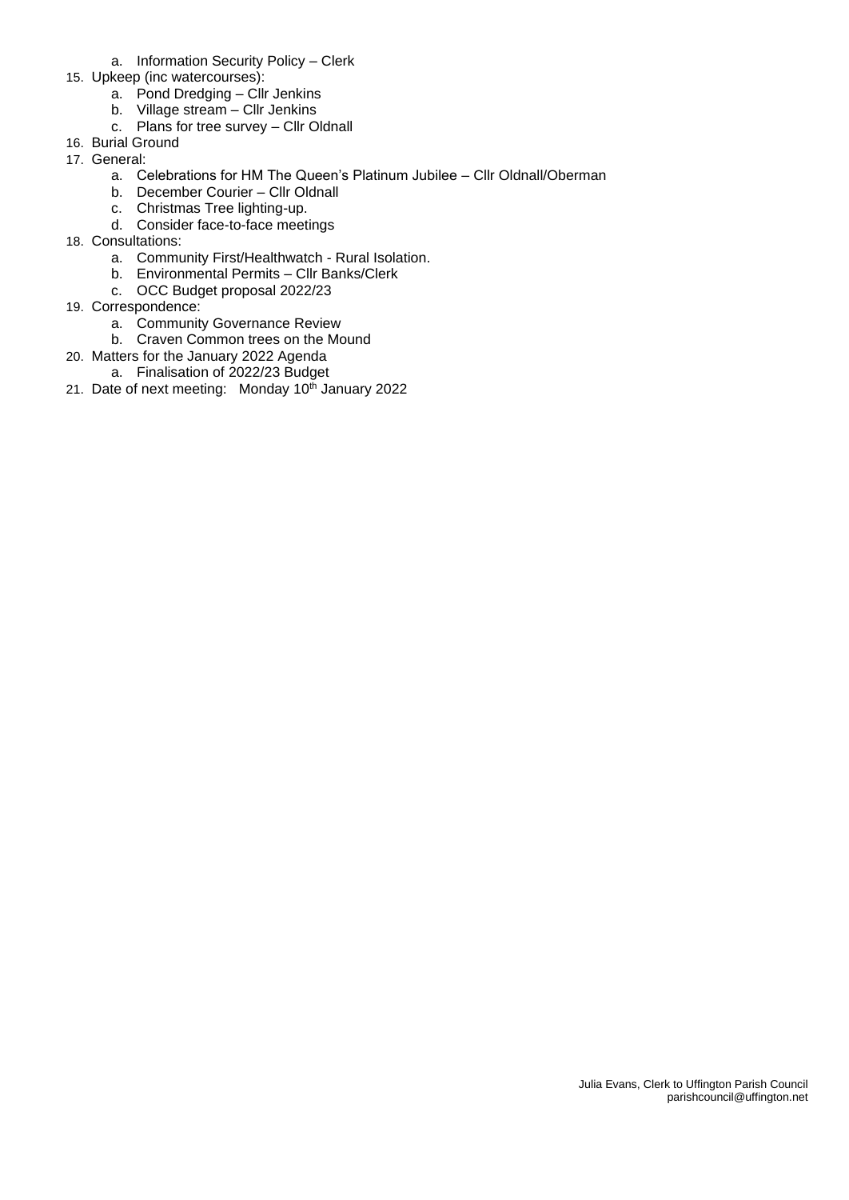a. Information Security Policy – Clerk

15. Upkeep (inc watercourses):
    a. Pond Dredging – Cllr Jenkins
    b. Village stream – Cllr Jenkins
    c. Plans for tree survey – Cllr Oldnall
16. Burial Ground
17. General:
    a. Celebrations for HM The Queen's Platinum Jubilee – Cllr Oldnall/Oberman
    b. December Courier – Cllr Oldnall
    c. Christmas Tree lighting-up.
    d. Consider face-to-face meetings
18. Consultations:
    a. Community First/Healthwatch - Rural Isolation.
    b. Environmental Permits – Cllr Banks/Clerk
    c. OCC Budget proposal 2022/23
19. Correspondence:
    a. Community Governance Review
    b. Craven Common trees on the Mound
20. Matters for the January 2022 Agenda
    a. Finalisation of 2022/23 Budget
21. Date of next meeting: Monday 10th January 2022

Julia Evans, Clerk to Uffington Parish Council
parishcouncil@uffington.net